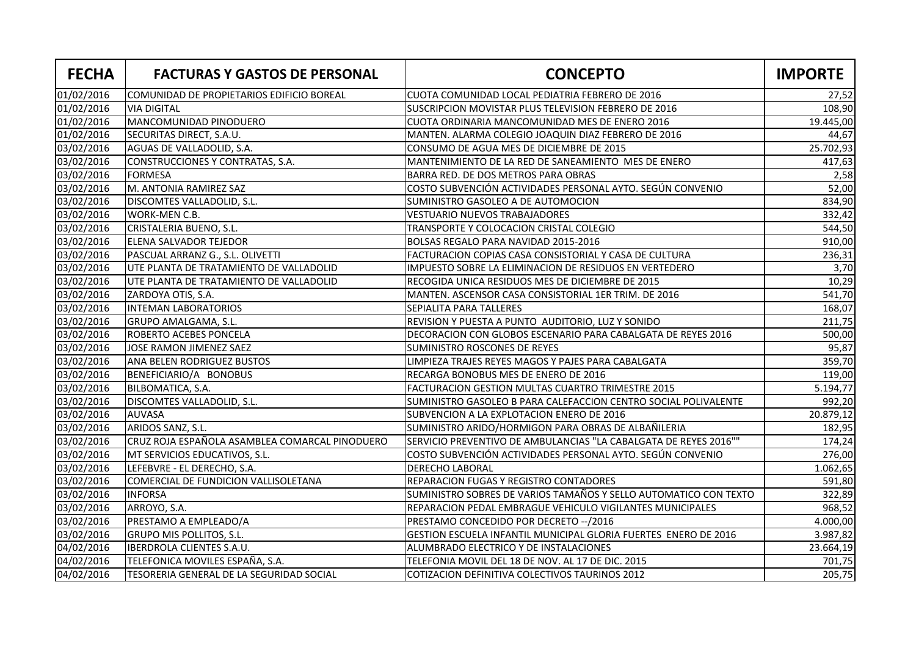| FECHA | FACTURAS Y GASTOS DE PERSONAL | CONCEPTO | IMPORTE |
|---|---|---|---|
| 01/02/2016 | COMUNIDAD DE PROPIETARIOS EDIFICIO BOREAL | CUOTA COMUNIDAD LOCAL PEDIATRIA FEBRERO DE 2016 | 27,52 |
| 01/02/2016 | VIA DIGITAL | SUSCRIPCION MOVISTAR PLUS TELEVISION FEBRERO DE 2016 | 108,90 |
| 01/02/2016 | MANCOMUNIDAD PINODUERO | CUOTA ORDINARIA MANCOMUNIDAD MES DE ENERO 2016 | 19.445,00 |
| 01/02/2016 | SECURITAS DIRECT, S.A.U. | MANTEN. ALARMA COLEGIO JOAQUIN DIAZ FEBRERO DE 2016 | 44,67 |
| 03/02/2016 | AGUAS DE VALLADOLID, S.A. | CONSUMO DE AGUA MES DE DICIEMBRE DE 2015 | 25.702,93 |
| 03/02/2016 | CONSTRUCCIONES Y CONTRATAS, S.A. | MANTENIMIENTO DE LA RED DE SANEAMIENTO MES DE ENERO | 417,63 |
| 03/02/2016 | FORMESA | BARRA RED. DE DOS METROS PARA OBRAS | 2,58 |
| 03/02/2016 | M. ANTONIA RAMIREZ SAZ | COSTO SUBVENCIÓN ACTIVIDADES PERSONAL AYTO. SEGÚN CONVENIO | 52,00 |
| 03/02/2016 | DISCOMTES VALLADOLID, S.L. | SUMINISTRO GASOLEO A DE AUTOMOCION | 834,90 |
| 03/02/2016 | WORK-MEN C.B. | VESTUARIO NUEVOS TRABAJADORES | 332,42 |
| 03/02/2016 | CRISTALERIA BUENO, S.L. | TRANSPORTE Y COLOCACION CRISTAL COLEGIO | 544,50 |
| 03/02/2016 | ELENA SALVADOR TEJEDOR | BOLSAS REGALO PARA NAVIDAD 2015-2016 | 910,00 |
| 03/02/2016 | PASCUAL ARRANZ G., S.L. OLIVETTI | FACTURACION COPIAS CASA CONSISTORIAL Y CASA DE CULTURA | 236,31 |
| 03/02/2016 | UTE PLANTA DE TRATAMIENTO DE VALLADOLID | IMPUESTO SOBRE LA ELIMINACION DE RESIDUOS EN VERTEDERO | 3,70 |
| 03/02/2016 | UTE PLANTA DE TRATAMIENTO DE VALLADOLID | RECOGIDA UNICA RESIDUOS MES DE DICIEMBRE DE 2015 | 10,29 |
| 03/02/2016 | ZARDOYA OTIS, S.A. | MANTEN. ASCENSOR CASA CONSISTORIAL 1ER TRIM. DE 2016 | 541,70 |
| 03/02/2016 | INTEMAN LABORATORIOS | SEPIALITA PARA TALLERES | 168,07 |
| 03/02/2016 | GRUPO AMALGAMA, S.L. | REVISION Y PUESTA A PUNTO AUDITORIO, LUZ Y SONIDO | 211,75 |
| 03/02/2016 | ROBERTO ACEBES PONCELA | DECORACION CON GLOBOS ESCENARIO PARA CABALGATA DE REYES 2016 | 500,00 |
| 03/02/2016 | JOSE RAMON JIMENEZ SAEZ | SUMINISTRO ROSCONES DE REYES | 95,87 |
| 03/02/2016 | ANA BELEN RODRIGUEZ BUSTOS | LIMPIEZA TRAJES REYES MAGOS Y PAJES PARA CABALGATA | 359,70 |
| 03/02/2016 | BENEFICIARIO/A BONOBUS | RECARGA BONOBUS MES DE ENERO DE 2016 | 119,00 |
| 03/02/2016 | BILBOMATICA, S.A. | FACTURACION GESTION MULTAS CUARTRO TRIMESTRE 2015 | 5.194,77 |
| 03/02/2016 | DISCOMTES VALLADOLID, S.L. | SUMINISTRO GASOLEO B PARA CALEFACCION CENTRO SOCIAL POLIVALENTE | 992,20 |
| 03/02/2016 | AUVASA | SUBVENCION A LA EXPLOTACION ENERO DE 2016 | 20.879,12 |
| 03/02/2016 | ARIDOS SANZ, S.L. | SUMINISTRO ARIDO/HORMIGON PARA OBRAS DE ALBAÑILERIA | 182,95 |
| 03/02/2016 | CRUZ ROJA ESPAÑOLA ASAMBLEA COMARCAL PINODUERO | SERVICIO PREVENTIVO DE AMBULANCIAS "LA CABALGATA DE REYES 2016"" | 174,24 |
| 03/02/2016 | MT SERVICIOS EDUCATIVOS, S.L. | COSTO SUBVENCIÓN ACTIVIDADES PERSONAL AYTO. SEGÚN CONVENIO | 276,00 |
| 03/02/2016 | LEFEBVRE - EL DERECHO, S.A. | DERECHO LABORAL | 1.062,65 |
| 03/02/2016 | COMERCIAL DE FUNDICION VALLISOLETANA | REPARACION FUGAS Y REGISTRO CONTADORES | 591,80 |
| 03/02/2016 | INFORSA | SUMINISTRO SOBRES DE VARIOS TAMAÑOS Y SELLO AUTOMATICO CON TEXTO | 322,89 |
| 03/02/2016 | ARROYO, S.A. | REPARACION PEDAL EMBRAGUE VEHICULO VIGILANTES MUNICIPALES | 968,52 |
| 03/02/2016 | PRESTAMO A EMPLEADO/A | PRESTAMO CONCEDIDO POR DECRETO --/2016 | 4.000,00 |
| 03/02/2016 | GRUPO MIS POLLITOS, S.L. | GESTION ESCUELA INFANTIL MUNICIPAL GLORIA FUERTES ENERO DE 2016 | 3.987,82 |
| 04/02/2016 | IBERDROLA CLIENTES S.A.U. | ALUMBRADO ELECTRICO Y DE INSTALACIONES | 23.664,19 |
| 04/02/2016 | TELEFONICA MOVILES ESPAÑA, S.A. | TELEFONIA MOVIL DEL 18 DE NOV. AL 17 DE DIC. 2015 | 701,75 |
| 04/02/2016 | TESORERIA GENERAL DE LA SEGURIDAD SOCIAL | COTIZACION DEFINITIVA COLECTIVOS TAURINOS 2012 | 205,75 |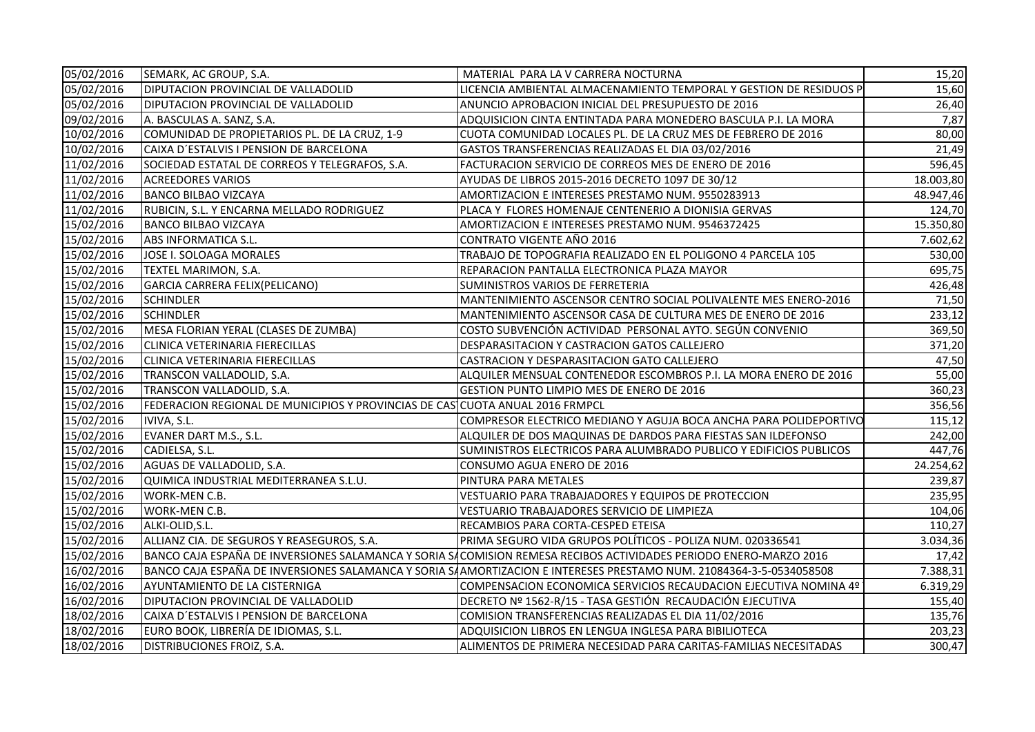| | | | |
|---|---|---|---|
| 05/02/2016 | SEMARK, AC GROUP, S.A. | MATERIAL PARA LA V CARRERA NOCTURNA | 15,20 |
| 05/02/2016 | DIPUTACION PROVINCIAL DE VALLADOLID | LICENCIA AMBIENTAL ALMACENAMIENTO TEMPORAL Y GESTION DE RESIDUOS P | 15,60 |
| 05/02/2016 | DIPUTACION PROVINCIAL DE VALLADOLID | ANUNCIO APROBACION INICIAL DEL PRESUPUESTO DE 2016 | 26,40 |
| 09/02/2016 | A. BASCULAS A. SANZ, S.A. | ADQUISICION CINTA ENTINTADA PARA MONEDERO BASCULA P.I. LA MORA | 7,87 |
| 10/02/2016 | COMUNIDAD DE PROPIETARIOS PL. DE LA CRUZ, 1-9 | CUOTA COMUNIDAD LOCALES PL. DE LA CRUZ MES DE FEBRERO DE 2016 | 80,00 |
| 10/02/2016 | CAIXA D´ESTALVIS I PENSION DE BARCELONA | GASTOS TRANSFERENCIAS REALIZADAS EL DIA 03/02/2016 | 21,49 |
| 11/02/2016 | SOCIEDAD ESTATAL DE CORREOS Y TELEGRAFOS, S.A. | FACTURACION SERVICIO DE CORREOS MES DE ENERO DE 2016 | 596,45 |
| 11/02/2016 | ACREEDORES VARIOS | AYUDAS DE LIBROS 2015-2016 DECRETO 1097 DE 30/12 | 18.003,80 |
| 11/02/2016 | BANCO BILBAO VIZCAYA | AMORTIZACION E INTERESES PRESTAMO NUM. 9550283913 | 48.947,46 |
| 11/02/2016 | RUBICIN, S.L. Y ENCARNA MELLADO RODRIGUEZ | PLACA Y FLORES HOMENAJE CENTENERIO A DIONISIA GERVAS | 124,70 |
| 15/02/2016 | BANCO BILBAO VIZCAYA | AMORTIZACION E INTERESES PRESTAMO NUM. 9546372425 | 15.350,80 |
| 15/02/2016 | ABS INFORMATICA S.L. | CONTRATO VIGENTE AÑO 2016 | 7.602,62 |
| 15/02/2016 | JOSE I. SOLOAGA MORALES | TRABAJO DE TOPOGRAFIA REALIZADO EN EL POLIGONO 4 PARCELA 105 | 530,00 |
| 15/02/2016 | TEXTEL MARIMON, S.A. | REPARACION PANTALLA ELECTRONICA PLAZA MAYOR | 695,75 |
| 15/02/2016 | GARCIA CARRERA FELIX(PELICANO) | SUMINISTROS VARIOS DE FERRETERIA | 426,48 |
| 15/02/2016 | SCHINDLER | MANTENIMIENTO ASCENSOR CENTRO SOCIAL POLIVALENTE MES ENERO-2016 | 71,50 |
| 15/02/2016 | SCHINDLER | MANTENIMIENTO ASCENSOR CASA DE CULTURA MES DE ENERO DE 2016 | 233,12 |
| 15/02/2016 | MESA FLORIAN YERAL (CLASES DE ZUMBA) | COSTO SUBVENCIÓN ACTIVIDAD PERSONAL AYTO. SEGÚN CONVENIO | 369,50 |
| 15/02/2016 | CLINICA VETERINARIA FIERECILLAS | DESPARASITACION Y CASTRACION GATOS CALLEJERO | 371,20 |
| 15/02/2016 | CLINICA VETERINARIA FIERECILLAS | CASTRACION Y DESPARASITACION GATO CALLEJERO | 47,50 |
| 15/02/2016 | TRANSCON VALLADOLID, S.A. | ALQUILER MENSUAL CONTENEDOR ESCOMBROS P.I. LA MORA ENERO DE 2016 | 55,00 |
| 15/02/2016 | TRANSCON VALLADOLID, S.A. | GESTION PUNTO LIMPIO MES DE ENERO DE 2016 | 360,23 |
| 15/02/2016 | FEDERACION REGIONAL DE MUNICIPIOS Y PROVINCIAS DE CAS | CUOTA ANUAL 2016 FRMPCL | 356,56 |
| 15/02/2016 | IVIVA, S.L. | COMPRESOR ELECTRICO MEDIANO Y AGUJA BOCA ANCHA PARA POLIDEPORTIVO | 115,12 |
| 15/02/2016 | EVANER DART M.S., S.L. | ALQUILER DE DOS MAQUINAS DE DARDOS PARA FIESTAS SAN ILDEFONSO | 242,00 |
| 15/02/2016 | CADIELSA, S.L. | SUMINISTROS ELECTRICOS PARA ALUMBRADO PUBLICO Y EDIFICIOS PUBLICOS | 447,76 |
| 15/02/2016 | AGUAS DE VALLADOLID, S.A. | CONSUMO AGUA ENERO DE 2016 | 24.254,62 |
| 15/02/2016 | QUIMICA INDUSTRIAL MEDITERRANEA S.L.U. | PINTURA PARA METALES | 239,87 |
| 15/02/2016 | WORK-MEN C.B. | VESTUARIO PARA TRABAJADORES Y EQUIPOS DE PROTECCION | 235,95 |
| 15/02/2016 | WORK-MEN C.B. | VESTUARIO TRABAJADORES SERVICIO DE LIMPIEZA | 104,06 |
| 15/02/2016 | ALKI-OLID,S.L. | RECAMBIOS PARA CORTA-CESPED ETEISA | 110,27 |
| 15/02/2016 | ALLIANZ CIA. DE SEGUROS Y REASEGUROS, S.A. | PRIMA SEGURO VIDA GRUPOS POLÍTICOS - POLIZA NUM. 020336541 | 3.034,36 |
| 15/02/2016 | BANCO CAJA ESPAÑA DE INVERSIONES SALAMANCA Y SORIA SA | COMISION REMESA RECIBOS ACTIVIDADES PERIODO ENERO-MARZO 2016 | 17,42 |
| 16/02/2016 | BANCO CAJA ESPAÑA DE INVERSIONES SALAMANCA Y SORIA SA | AMORTIZACION E INTERESES PRESTAMO NUM. 21084364-3-5-0534058508 | 7.388,31 |
| 16/02/2016 | AYUNTAMIENTO DE LA CISTERNIGA | COMPENSACION ECONOMICA SERVICIOS RECAUDACION EJECUTIVA NOMINA 4º | 6.319,29 |
| 16/02/2016 | DIPUTACION PROVINCIAL DE VALLADOLID | DECRETO Nº 1562-R/15 - TASA GESTIÓN RECAUDACIÓN EJECUTIVA | 155,40 |
| 18/02/2016 | CAIXA D´ESTALVIS I PENSION DE BARCELONA | COMISION TRANSFERENCIAS REALIZADAS EL DIA 11/02/2016 | 135,76 |
| 18/02/2016 | EURO BOOK, LIBRERÍA DE IDIOMAS, S.L. | ADQUISICION LIBROS EN LENGUA INGLESA PARA BIBILIOTECA | 203,23 |
| 18/02/2016 | DISTRIBUCIONES FROIZ, S.A. | ALIMENTOS DE PRIMERA NECESIDAD PARA CARITAS-FAMILIAS NECESITADAS | 300,47 |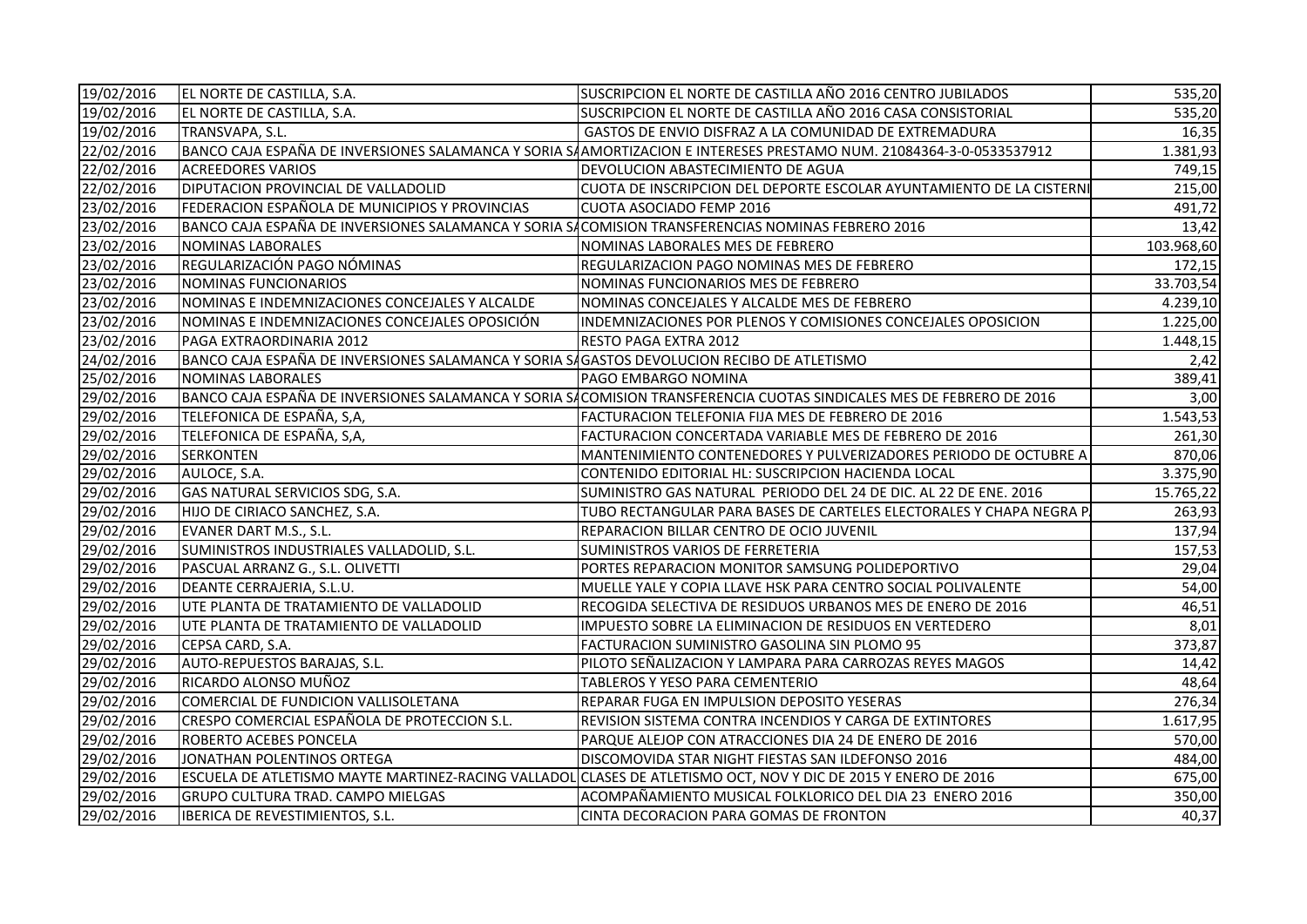| | | | |
|---|---|---|---|
| 19/02/2016 | EL NORTE DE CASTILLA, S.A. | SUSCRIPCION EL NORTE DE CASTILLA AÑO 2016 CENTRO JUBILADOS | 535,20 |
| 19/02/2016 | EL NORTE DE CASTILLA, S.A. | SUSCRIPCION EL NORTE DE CASTILLA AÑO 2016 CASA CONSISTORIAL | 535,20 |
| 19/02/2016 | TRANSVAPA, S.L. | GASTOS DE ENVIO DISFRAZ A LA COMUNIDAD DE EXTREMADURA | 16,35 |
| 22/02/2016 | BANCO CAJA ESPAÑA DE INVERSIONES SALAMANCA Y SORIA SA | AMORTIZACION E INTERESES PRESTAMO NUM. 21084364-3-0-0533537912 | 1.381,93 |
| 22/02/2016 | ACREEDORES VARIOS | DEVOLUCION ABASTECIMIENTO DE AGUA | 749,15 |
| 22/02/2016 | DIPUTACION PROVINCIAL DE VALLADOLID | CUOTA DE INSCRIPCION DEL DEPORTE ESCOLAR AYUNTAMIENTO DE LA CISTERNI | 215,00 |
| 23/02/2016 | FEDERACION ESPAÑOLA DE MUNICIPIOS Y PROVINCIAS | CUOTA ASOCIADO FEMP 2016 | 491,72 |
| 23/02/2016 | BANCO CAJA ESPAÑA DE INVERSIONES SALAMANCA Y SORIA SA | COMISION TRANSFERENCIAS NOMINAS FEBRERO 2016 | 13,42 |
| 23/02/2016 | NOMINAS LABORALES | NOMINAS LABORALES MES DE FEBRERO | 103.968,60 |
| 23/02/2016 | REGULARIZACIÓN PAGO NÓMINAS | REGULARIZACION PAGO NOMINAS MES DE FEBRERO | 172,15 |
| 23/02/2016 | NOMINAS FUNCIONARIOS | NOMINAS FUNCIONARIOS MES DE FEBRERO | 33.703,54 |
| 23/02/2016 | NOMINAS E INDEMNIZACIONES CONCEJALES Y ALCALDE | NOMINAS CONCEJALES Y ALCALDE MES DE FEBRERO | 4.239,10 |
| 23/02/2016 | NOMINAS E INDEMNIZACIONES CONCEJALES OPOSICIÓN | INDEMNIZACIONES POR PLENOS Y COMISIONES CONCEJALES OPOSICION | 1.225,00 |
| 23/02/2016 | PAGA EXTRAORDINARIA 2012 | RESTO PAGA EXTRA 2012 | 1.448,15 |
| 24/02/2016 | BANCO CAJA ESPAÑA DE INVERSIONES SALAMANCA Y SORIA SA | GASTOS DEVOLUCION RECIBO DE ATLETISMO | 2,42 |
| 25/02/2016 | NOMINAS LABORALES | PAGO EMBARGO NOMINA | 389,41 |
| 29/02/2016 | BANCO CAJA ESPAÑA DE INVERSIONES SALAMANCA Y SORIA SA | COMISION TRANSFERENCIA CUOTAS SINDICALES MES DE FEBRERO DE 2016 | 3,00 |
| 29/02/2016 | TELEFONICA DE ESPAÑA, S,A, | FACTURACION TELEFONIA FIJA MES DE FEBRERO DE 2016 | 1.543,53 |
| 29/02/2016 | TELEFONICA DE ESPAÑA, S,A, | FACTURACION CONCERTADA VARIABLE MES DE FEBRERO DE 2016 | 261,30 |
| 29/02/2016 | SERKONTEN | MANTENIMIENTO CONTENEDORES Y PULVERIZADORES PERIODO DE OCTUBRE A | 870,06 |
| 29/02/2016 | AULOCE, S.A. | CONTENIDO EDITORIAL HL: SUSCRIPCION HACIENDA LOCAL | 3.375,90 |
| 29/02/2016 | GAS NATURAL SERVICIOS SDG, S.A. | SUMINISTRO GAS NATURAL PERIODO DEL 24 DE DIC. AL 22 DE ENE. 2016 | 15.765,22 |
| 29/02/2016 | HIJO DE CIRIACO SANCHEZ, S.A. | TUBO RECTANGULAR PARA BASES DE CARTELES ELECTORALES Y CHAPA NEGRA P | 263,93 |
| 29/02/2016 | EVANER DART M.S., S.L. | REPARACION BILLAR CENTRO DE OCIO JUVENIL | 137,94 |
| 29/02/2016 | SUMINISTROS INDUSTRIALES VALLADOLID, S.L. | SUMINISTROS VARIOS DE FERRETERIA | 157,53 |
| 29/02/2016 | PASCUAL ARRANZ G., S.L. OLIVETTI | PORTES REPARACION MONITOR SAMSUNG POLIDEPORTIVO | 29,04 |
| 29/02/2016 | DEANTE CERRAJERIA, S.L.U. | MUELLE YALE Y COPIA LLAVE HSK PARA CENTRO SOCIAL POLIVALENTE | 54,00 |
| 29/02/2016 | UTE PLANTA DE TRATAMIENTO DE VALLADOLID | RECOGIDA SELECTIVA DE RESIDUOS URBANOS MES DE ENERO DE 2016 | 46,51 |
| 29/02/2016 | UTE PLANTA DE TRATAMIENTO DE VALLADOLID | IMPUESTO SOBRE LA ELIMINACION DE RESIDUOS EN VERTEDERO | 8,01 |
| 29/02/2016 | CEPSA CARD, S.A. | FACTURACION SUMINISTRO GASOLINA SIN PLOMO 95 | 373,87 |
| 29/02/2016 | AUTO-REPUESTOS BARAJAS, S.L. | PILOTO SEÑALIZACION Y LAMPARA PARA CARROZAS REYES MAGOS | 14,42 |
| 29/02/2016 | RICARDO ALONSO MUÑOZ | TABLEROS Y YESO PARA CEMENTERIO | 48,64 |
| 29/02/2016 | COMERCIAL DE FUNDICION VALLISOLETANA | REPARAR FUGA EN IMPULSION DEPOSITO YESERAS | 276,34 |
| 29/02/2016 | CRESPO COMERCIAL ESPAÑOLA DE PROTECCION S.L. | REVISION SISTEMA CONTRA INCENDIOS Y CARGA DE EXTINTORES | 1.617,95 |
| 29/02/2016 | ROBERTO ACEBES PONCELA | PARQUE ALEJOP CON ATRACCIONES DIA 24 DE ENERO DE 2016 | 570,00 |
| 29/02/2016 | JONATHAN POLENTINOS ORTEGA | DISCOMOVIDA STAR NIGHT FIESTAS SAN ILDEFONSO 2016 | 484,00 |
| 29/02/2016 | ESCUELA DE ATLETISMO MAYTE MARTINEZ-RACING VALLADOL | CLASES DE ATLETISMO OCT, NOV Y DIC DE 2015 Y ENERO DE 2016 | 675,00 |
| 29/02/2016 | GRUPO CULTURA TRAD. CAMPO MIELGAS | ACOMPAÑAMIENTO MUSICAL FOLKLORICO DEL DIA 23 ENERO 2016 | 350,00 |
| 29/02/2016 | IBERICA DE REVESTIMIENTOS, S.L. | CINTA DECORACION PARA GOMAS DE FRONTON | 40,37 |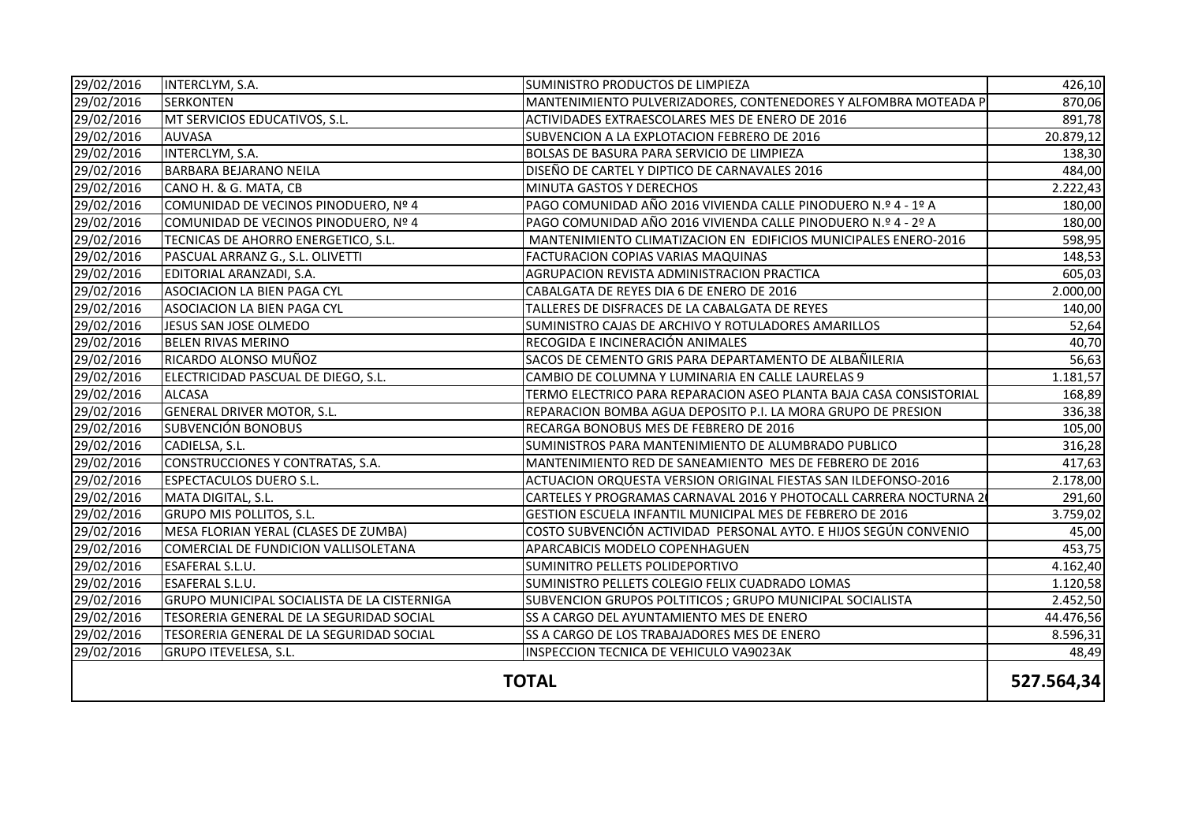| | | | |
|---|---|---|---|
| 29/02/2016 | INTERCLYM, S.A. | SUMINISTRO PRODUCTOS DE LIMPIEZA | 426,10 |
| 29/02/2016 | SERKONTEN | MANTENIMIENTO PULVERIZADORES, CONTENEDORES Y ALFOMBRA MOTEADA P | 870,06 |
| 29/02/2016 | MT SERVICIOS EDUCATIVOS, S.L. | ACTIVIDADES EXTRAESCOLARES MES DE ENERO DE 2016 | 891,78 |
| 29/02/2016 | AUVASA | SUBVENCION A LA EXPLOTACION FEBRERO DE 2016 | 20.879,12 |
| 29/02/2016 | INTERCLYM, S.A. | BOLSAS DE BASURA PARA SERVICIO DE LIMPIEZA | 138,30 |
| 29/02/2016 | BARBARA BEJARANO NEILA | DISEÑO DE CARTEL Y DIPTICO DE CARNAVALES 2016 | 484,00 |
| 29/02/2016 | CANO H. & G. MATA, CB | MINUTA GASTOS Y DERECHOS | 2.222,43 |
| 29/02/2016 | COMUNIDAD DE VECINOS PINODUERO, Nº 4 | PAGO COMUNIDAD AÑO 2016 VIVIENDA CALLE PINODUERO N.º 4 - 1º A | 180,00 |
| 29/02/2016 | COMUNIDAD DE VECINOS PINODUERO, Nº 4 | PAGO COMUNIDAD AÑO 2016 VIVIENDA CALLE PINODUERO N.º 4 - 2º A | 180,00 |
| 29/02/2016 | TECNICAS DE AHORRO ENERGETICO, S.L. | MANTENIMIENTO CLIMATIZACION EN EDIFICIOS MUNICIPALES ENERO-2016 | 598,95 |
| 29/02/2016 | PASCUAL ARRANZ G., S.L. OLIVETTI | FACTURACION COPIAS VARIAS MAQUINAS | 148,53 |
| 29/02/2016 | EDITORIAL ARANZADI, S.A. | AGRUPACION REVISTA ADMINISTRACION PRACTICA | 605,03 |
| 29/02/2016 | ASOCIACION LA BIEN PAGA CYL | CABALGATA DE REYES DIA 6 DE ENERO DE 2016 | 2.000,00 |
| 29/02/2016 | ASOCIACION LA BIEN PAGA CYL | TALLERES DE DISFRACES DE LA CABALGATA DE REYES | 140,00 |
| 29/02/2016 | JESUS SAN JOSE OLMEDO | SUMINISTRO CAJAS DE ARCHIVO Y ROTULADORES AMARILLOS | 52,64 |
| 29/02/2016 | BELEN RIVAS MERINO | RECOGIDA E INCINERACIÓN ANIMALES | 40,70 |
| 29/02/2016 | RICARDO ALONSO MUÑOZ | SACOS DE CEMENTO GRIS PARA DEPARTAMENTO DE ALBAÑILERIA | 56,63 |
| 29/02/2016 | ELECTRICIDAD PASCUAL DE DIEGO, S.L. | CAMBIO DE COLUMNA Y LUMINARIA EN CALLE LAURELAS 9 | 1.181,57 |
| 29/02/2016 | ALCASA | TERMO ELECTRICO PARA REPARACION ASEO PLANTA BAJA CASA CONSISTORIAL | 168,89 |
| 29/02/2016 | GENERAL DRIVER MOTOR, S.L. | REPARACION BOMBA AGUA DEPOSITO P.I. LA MORA GRUPO DE PRESION | 336,38 |
| 29/02/2016 | SUBVENCIÓN BONOBUS | RECARGA BONOBUS MES DE FEBRERO DE 2016 | 105,00 |
| 29/02/2016 | CADIELSA, S.L. | SUMINISTROS PARA MANTENIMIENTO DE ALUMBRADO PUBLICO | 316,28 |
| 29/02/2016 | CONSTRUCCIONES Y CONTRATAS, S.A. | MANTENIMIENTO RED DE SANEAMIENTO MES DE FEBRERO DE 2016 | 417,63 |
| 29/02/2016 | ESPECTACULOS DUERO S.L. | ACTUACION ORQUESTA VERSION ORIGINAL FIESTAS SAN ILDEFONSO-2016 | 2.178,00 |
| 29/02/2016 | MATA DIGITAL, S.L. | CARTELES Y PROGRAMAS CARNAVAL 2016 Y PHOTOCALL CARRERA NOCTURNA 2 | 291,60 |
| 29/02/2016 | GRUPO MIS POLLITOS, S.L. | GESTION ESCUELA INFANTIL MUNICIPAL MES DE FEBRERO DE 2016 | 3.759,02 |
| 29/02/2016 | MESA FLORIAN YERAL (CLASES DE ZUMBA) | COSTO SUBVENCIÓN ACTIVIDAD PERSONAL AYTO. E HIJOS SEGÚN CONVENIO | 45,00 |
| 29/02/2016 | COMERCIAL DE FUNDICION VALLISOLETANA | APARCABICIS MODELO COPENHAGUEN | 453,75 |
| 29/02/2016 | ESAFERAL S.L.U. | SUMINITRO PELLETS POLIDEPORTIVO | 4.162,40 |
| 29/02/2016 | ESAFERAL S.L.U. | SUMINISTRO PELLETS COLEGIO FELIX CUADRADO LOMAS | 1.120,58 |
| 29/02/2016 | GRUPO MUNICIPAL SOCIALISTA DE LA CISTERNIGA | SUBVENCION GRUPOS POLTITICOS ; GRUPO MUNICIPAL SOCIALISTA | 2.452,50 |
| 29/02/2016 | TESORERIA GENERAL DE LA SEGURIDAD SOCIAL | SS A CARGO DEL AYUNTAMIENTO MES DE ENERO | 44.476,56 |
| 29/02/2016 | TESORERIA GENERAL DE LA SEGURIDAD SOCIAL | SS A CARGO DE LOS TRABAJADORES MES DE ENERO | 8.596,31 |
| 29/02/2016 | GRUPO ITEVELESA, S.L. | INSPECCION TECNICA DE VEHICULO VA9023AK | 48,49 |
| | | **TOTAL** | **527.564,34** |